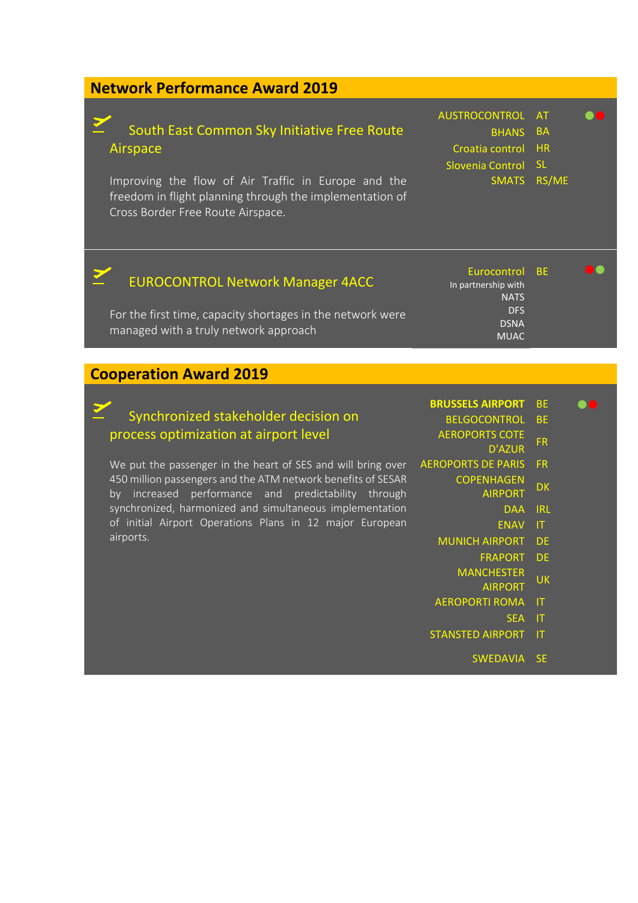## Network Performance Award 2019

### South East Common Sky Initiative Free Route Airspace

Improving the flow of Air Traffic in Europe and the freedom in flight planning through the implementation of Cross Border Free Route Airspace.

| Organisation | Country |
|---|---|
| AUSTROCONTROL | AT |
| BHANS | BA |
| Croatia control | HR |
| Slovenia Control | SL |
| SMATS | RS/ME |

### EUROCONTROL Network Manager 4ACC

For the first time, capacity shortages in the network were managed with a truly network approach

Eurocontrol BE

In partnership with
NATS
DFS
DSNA
MUAC

## Cooperation Award 2019

### Synchronized stakeholder decision on process optimization at airport level

We put the passenger in the heart of SES and will bring over 450 million passengers and the ATM network benefits of SESAR by increased performance and predictability through synchronized, harmonized and simultaneous implementation of initial Airport Operations Plans in 12 major European airports.

| Organisation | Country |
|---|---|
| **BRUSSELS AIRPORT** | BE |
| BELGOCONTROL | BE |
| AEROPORTS COTE D'AZUR | FR |
| AEROPORTS DE PARIS | FR |
| COPENHAGEN AIRPORT | DK |
| DAA | IRL |
| ENAV | IT |
| MUNICH AIRPORT | DE |
| FRAPORT | DE |
| MANCHESTER AIRPORT | UK |
| AEROPORTI ROMA | IT |
| SEA | IT |
| STANSTED AIRPORT | IT |
| SWEDAVIA | SE |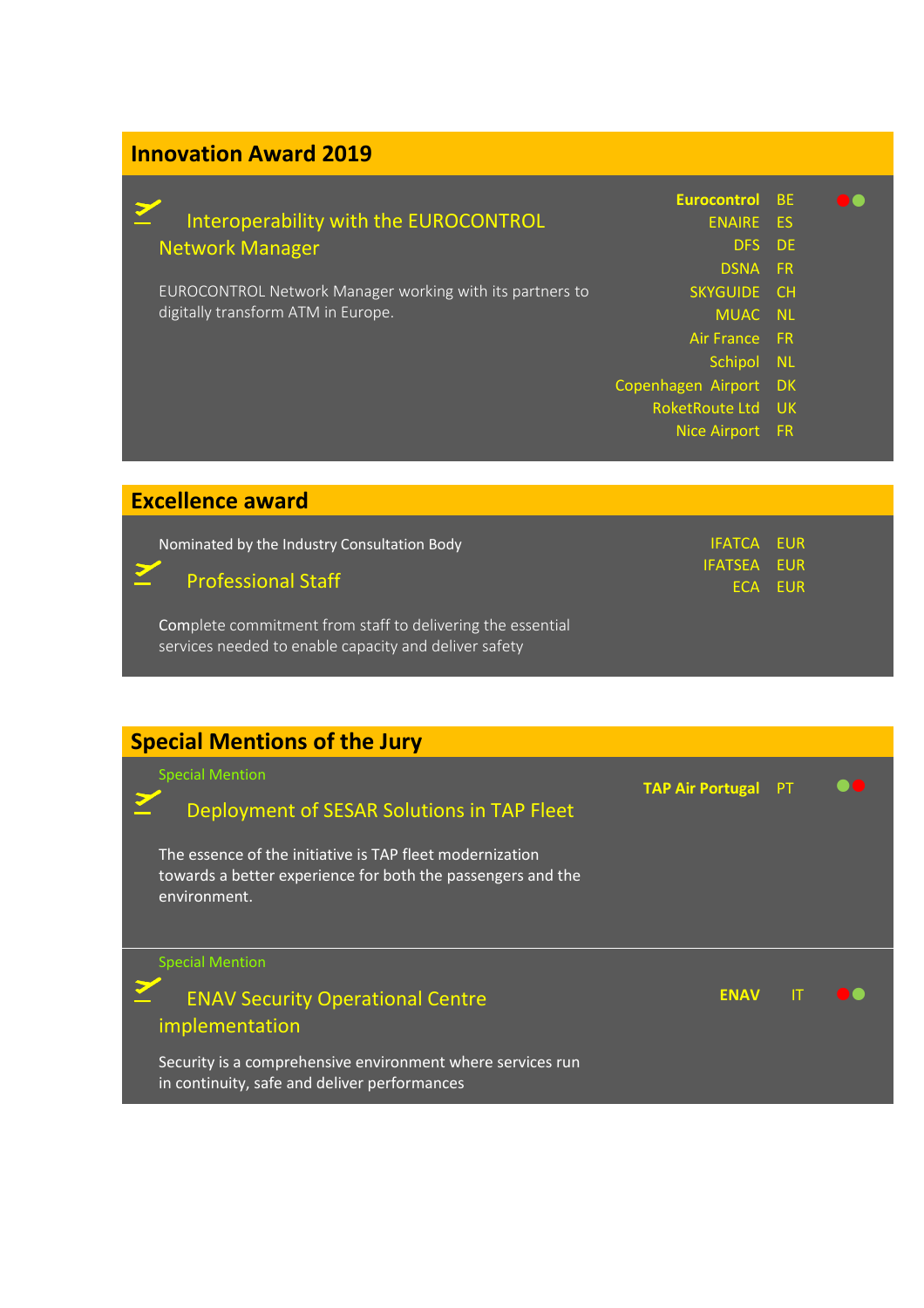## Innovation Award 2019

### Interoperability with the EUROCONTROL Network Manager

EUROCONTROL Network Manager working with its partners to digitally transform ATM in Europe.

| Organisation | Country |
|---|---|
| **Eurocontrol** | BE |
| ENAIRE | ES |
| DFS | DE |
| DSNA | FR |
| SKYGUIDE | CH |
| MUAC | NL |
| Air France | FR |
| Schipol | NL |
| Copenhagen Airport | DK |
| RoketRoute Ltd | UK |
| Nice Airport | FR |

## Excellence award

Nominated by the Industry Consultation Body

### Professional Staff

Complete commitment from staff to delivering the essential services needed to enable capacity and deliver safety

| Organisation | Country |
|---|---|
| IFATCA | EUR |
| IFATSEA | EUR |
| ECA | EUR |

## Special Mentions of the Jury

Special Mention

### Deployment of SESAR Solutions in TAP Fleet

**TAP Air Portugal** PT

The essence of the initiative is TAP fleet modernization towards a better experience for both the passengers and the environment.

Special Mention

### ENAV Security Operational Centre implementation

**ENAV** IT

Security is a comprehensive environment where services run in continuity, safe and deliver performances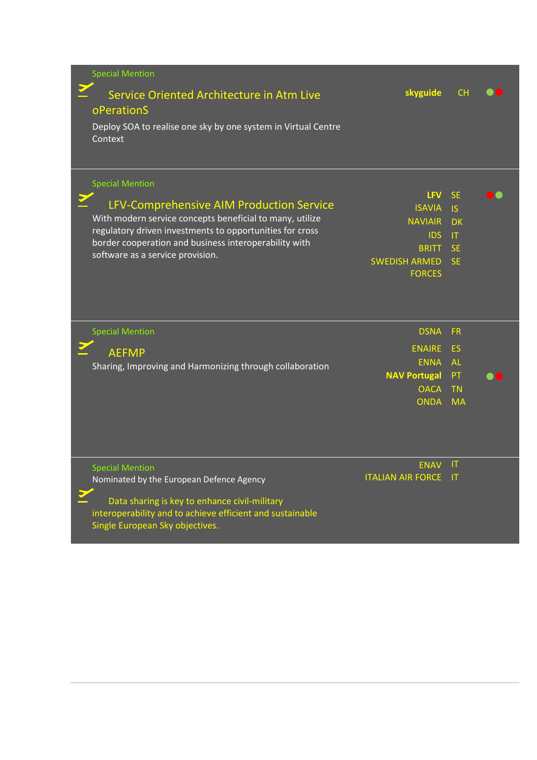Special Mention

## Service Oriented Architecture in Atm Live oPerationS

Deploy SOA to realise one sky by one system in Virtual Centre Context

**skyguide** CH

---

Special Mention

## LFV-Comprehensive AIM Production Service

With modern service concepts beneficial to many, utilize regulatory driven investments to opportunities for cross border cooperation and business interoperability with software as a service provision.

| | |
|---|---|
| **LFV** | SE |
| ISAVIA | IS |
| NAVIAIR | DK |
| IDS | IT |
| BRITT | SE |
| SWEDISH ARMED FORCES | SE |

---

Special Mention

## AEFMP

Sharing, Improving and Harmonizing through collaboration

| | |
|---|---|
| DSNA | FR |
| ENAIRE | ES |
| ENNA | AL |
| **NAV Portugal** | PT |
| OACA | TN |
| ONDA | MA |

---

Special Mention

Nominated by the European Defence Agency

## Data sharing is key to enhance civil-military interoperability and to achieve efficient and sustainable Single European Sky objectives.

| | |
|---|---|
| ENAV | IT |
| ITALIAN AIR FORCE | IT |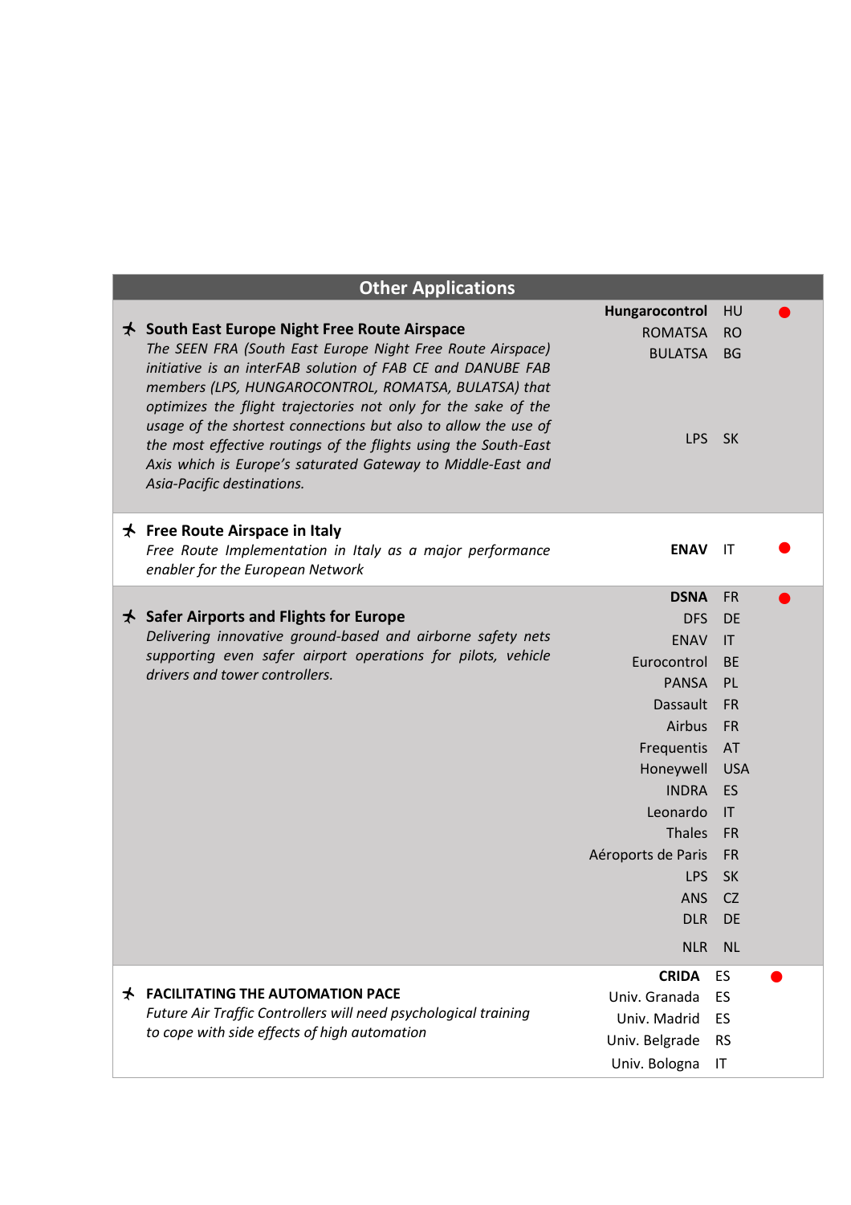## Other Applications

| Application | Partner | Country | |
|---|---|---|---|
| ✈ **South East Europe Night Free Route Airspace**<br>*The SEEN FRA (South East Europe Night Free Route Airspace) initiative is an interFAB solution of FAB CE and DANUBE FAB members (LPS, HUNGAROCONTROL, ROMATSA, BULATSA) that optimizes the flight trajectories not only for the sake of the usage of the shortest connections but also to allow the use of the most effective routings of the flights using the South-East Axis which is Europe's saturated Gateway to Middle-East and Asia-Pacific destinations.* | **Hungarocontrol** | HU | ● |
| | ROMATSA | RO | |
| | BULATSA | BG | |
| | LPS | SK | |
| ✈ **Free Route Airspace in Italy**<br>*Free Route Implementation in Italy as a major performance enabler for the European Network* | **ENAV** | IT | ● |
| ✈ **Safer Airports and Flights for Europe**<br>*Delivering innovative ground-based and airborne safety nets supporting even safer airport operations for pilots, vehicle drivers and tower controllers.* | **DSNA** | FR | ● |
| | DFS | DE | |
| | ENAV | IT | |
| | Eurocontrol | BE | |
| | PANSA | PL | |
| | Dassault | FR | |
| | Airbus | FR | |
| | Frequentis | AT | |
| | Honeywell | USA | |
| | INDRA | ES | |
| | Leonardo | IT | |
| | Thales | FR | |
| | Aéroports de Paris | FR | |
| | LPS | SK | |
| | ANS | CZ | |
| | DLR | DE | |
| | NLR | NL | |
| ✈ **FACILITATING THE AUTOMATION PACE**<br>*Future Air Traffic Controllers will need psychological training to cope with side effects of high automation* | **CRIDA** | ES | ● |
| | Univ. Granada | ES | |
| | Univ. Madrid | ES | |
| | Univ. Belgrade | RS | |
| | Univ. Bologna | IT | |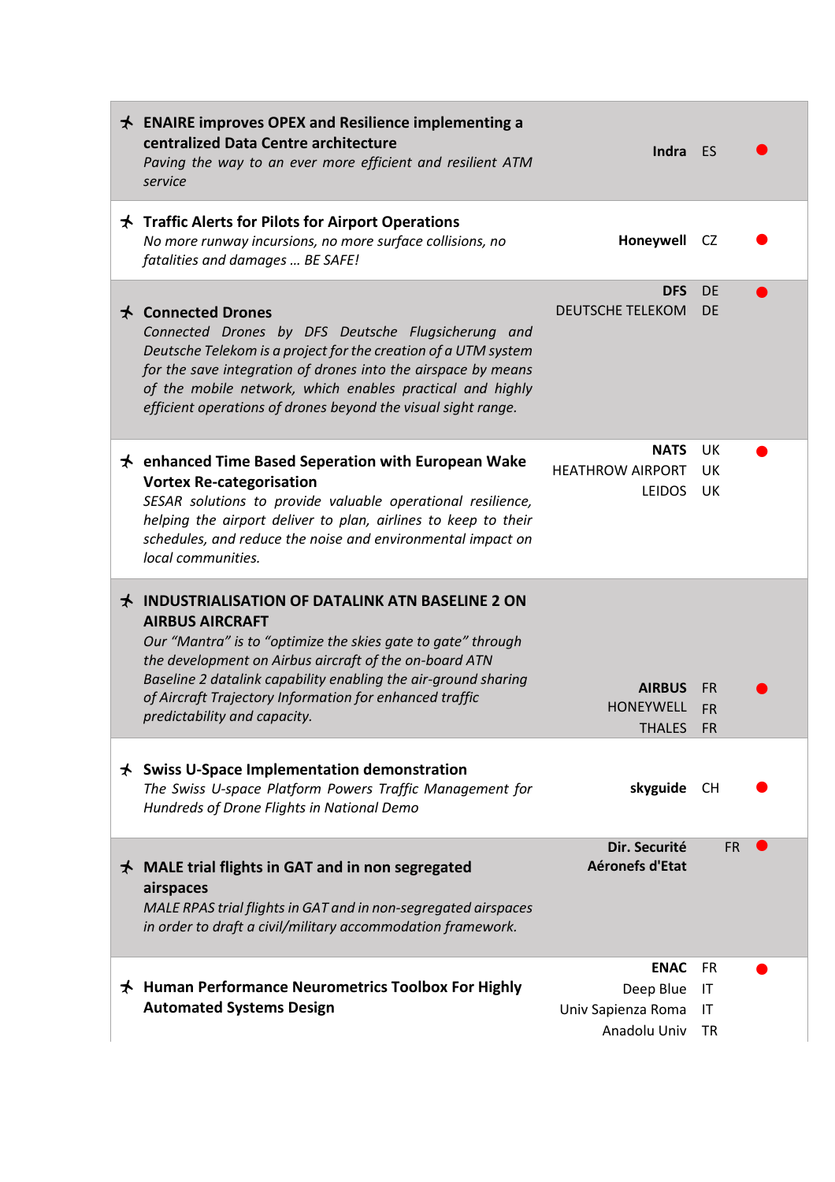| Project | Organisation | Country | |
|---|---|---|---|
| **ENAIRE improves OPEX and Resilience implementing a centralized Data Centre architecture**<br>*Paving the way to an ever more efficient and resilient ATM service* | **Indra** | ES | ● |
| **Traffic Alerts for Pilots for Airport Operations**<br>*No more runway incursions, no more surface collisions, no fatalities and damages … BE SAFE!* | **Honeywell** | CZ | ● |
| **Connected Drones**<br>*Connected Drones by DFS Deutsche Flugsicherung and Deutsche Telekom is a project for the creation of a UTM system for the save integration of drones into the airspace by means of the mobile network, which enables practical and highly efficient operations of drones beyond the visual sight range.* | **DFS**<br>DEUTSCHE TELEKOM | DE<br>DE | ● |
| **enhanced Time Based Seperation with European Wake Vortex Re-categorisation**<br>*SESAR solutions to provide valuable operational resilience, helping the airport deliver to plan, airlines to keep to their schedules, and reduce the noise and environmental impact on local communities.* | **NATS**<br>HEATHROW AIRPORT<br>LEIDOS | UK<br>UK<br>UK | ● |
| **INDUSTRIALISATION OF DATALINK ATN BASELINE 2 ON AIRBUS AIRCRAFT**<br>*Our "Mantra" is to "optimize the skies gate to gate" through the development on Airbus aircraft of the on-board ATN Baseline 2 datalink capability enabling the air-ground sharing of Aircraft Trajectory Information for enhanced traffic predictability and capacity.* | **AIRBUS**<br>HONEYWELL<br>THALES | FR<br>FR<br>FR | ● |
| **Swiss U-Space Implementation demonstration**<br>*The Swiss U-space Platform Powers Traffic Management for Hundreds of Drone Flights in National Demo* | **skyguide** | CH | ● |
| **MALE trial flights in GAT and in non segregated airspaces**<br>*MALE RPAS trial flights in GAT and in non-segregated airspaces in order to draft a civil/military accommodation framework.* | **Dir. Securité Aéronefs d'Etat** | FR | ● |
| **Human Performance Neurometrics Toolbox For Highly Automated Systems Design** | **ENAC**<br>Deep Blue<br>Univ Sapienza Roma<br>Anadolu Univ | FR<br>IT<br>IT<br>TR | ● |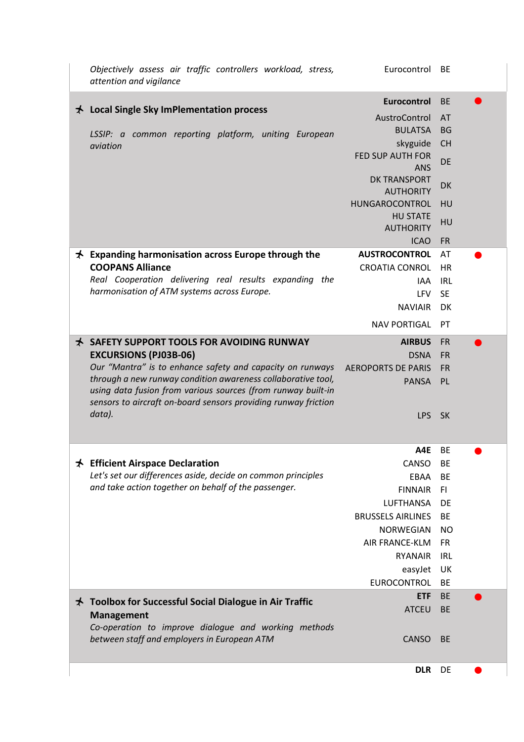| Project | Partner | Country | |
|---|---|---|---|
| *Objectively assess air traffic controllers workload, stress, attention and vigilance* | Eurocontrol | BE | |
| ✈ **Local Single Sky ImPlementation process**<br><br>*LSSIP: a common reporting platform, uniting European aviation* | **Eurocontrol** | BE | ● |
| | AustroControl | AT | |
| | BULATSA | BG | |
| | skyguide | CH | |
| | FED SUP AUTH FOR ANS | DE | |
| | DK TRANSPORT AUTHORITY | DK | |
| | HUNGAROCONTROL | HU | |
| | HU STATE AUTHORITY | HU | |
| | ICAO | FR | |
| ✈ **Expanding harmonisation across Europe through the COOPANS Alliance**<br>*Real Cooperation delivering real results expanding the harmonisation of ATM systems across Europe.* | **AUSTROCONTROL** | AT | ● |
| | CROATIA CONROL | HR | |
| | IAA | IRL | |
| | LFV | SE | |
| | NAVIAIR | DK | |
| | NAV PORTIGAL | PT | |
| ✈ **SAFETY SUPPORT TOOLS FOR AVOIDING RUNWAY EXCURSIONS (PJ03B-06)**<br>*Our "Mantra" is to enhance safety and capacity on runways through a new runway condition awareness collaborative tool, using data fusion from various sources (from runway built-in sensors to aircraft on-board sensors providing runway friction data).* | **AIRBUS** | FR | ● |
| | DSNA | FR | |
| | AEROPORTS DE PARIS | FR | |
| | PANSA | PL | |
| | LPS | SK | |
| ✈ **Efficient Airspace Declaration**<br>*Let's set our differences aside, decide on common principles and take action together on behalf of the passenger.* | **A4E** | BE | ● |
| | CANSO | BE | |
| | EBAA | BE | |
| | FINNAIR | FI | |
| | LUFTHANSA | DE | |
| | BRUSSELS AIRLINES | BE | |
| | NORWEGIAN | NO | |
| | AIR FRANCE-KLM | FR | |
| | RYANAIR | IRL | |
| | easyJet | UK | |
| | EUROCONTROL | BE | |
| ✈ **Toolbox for Successful Social Dialogue in Air Traffic Management**<br>*Co-operation to improve dialogue and working methods between staff and employers in European ATM* | **ETF** | BE | ● |
| | ATCEU | BE | |
| | CANSO | BE | |
| | **DLR** | DE | ● |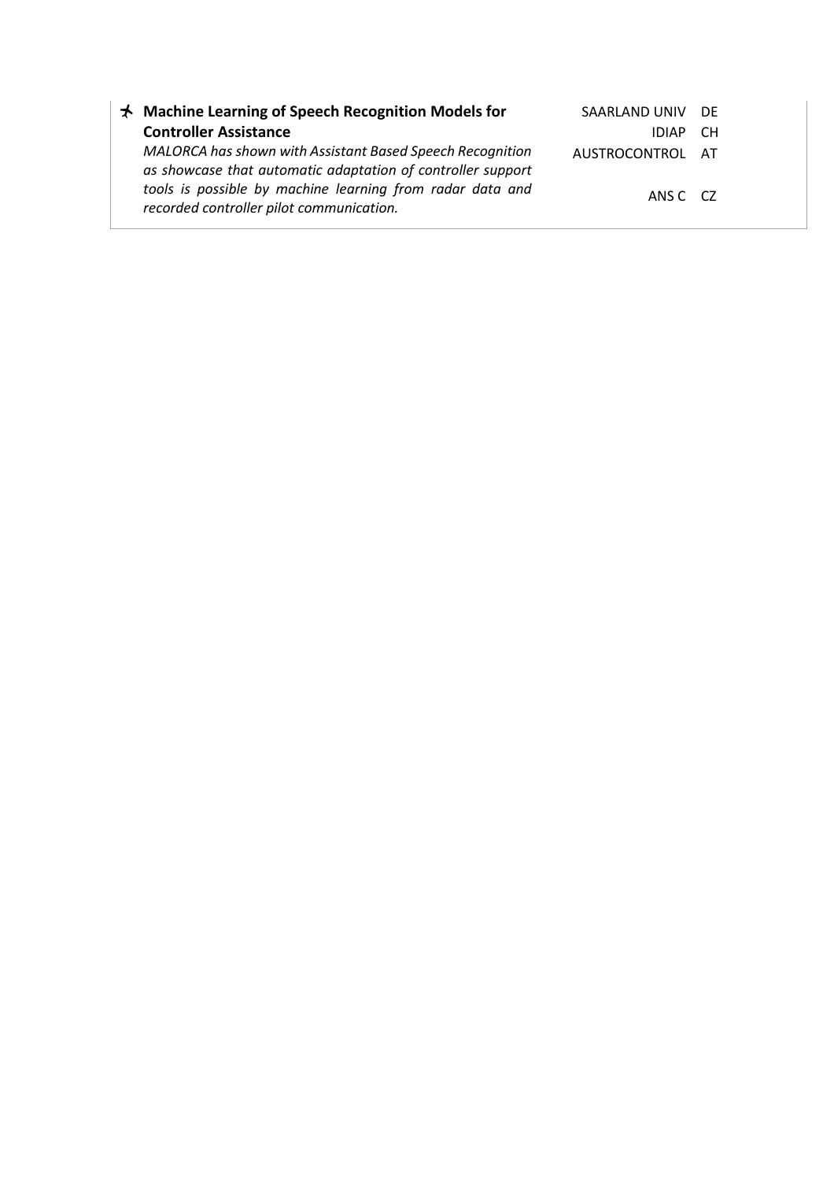✈ **Machine Learning of Speech Recognition Models for Controller Assistance**

*MALORCA has shown with Assistant Based Speech Recognition as showcase that automatic adaptation of controller support tools is possible by machine learning from radar data and recorded controller pilot communication.*

| | |
|---|---|
| SAARLAND UNIV | DE |
| IDIAP | CH |
| AUSTROCONTROL | AT |
| ANS C | CZ |